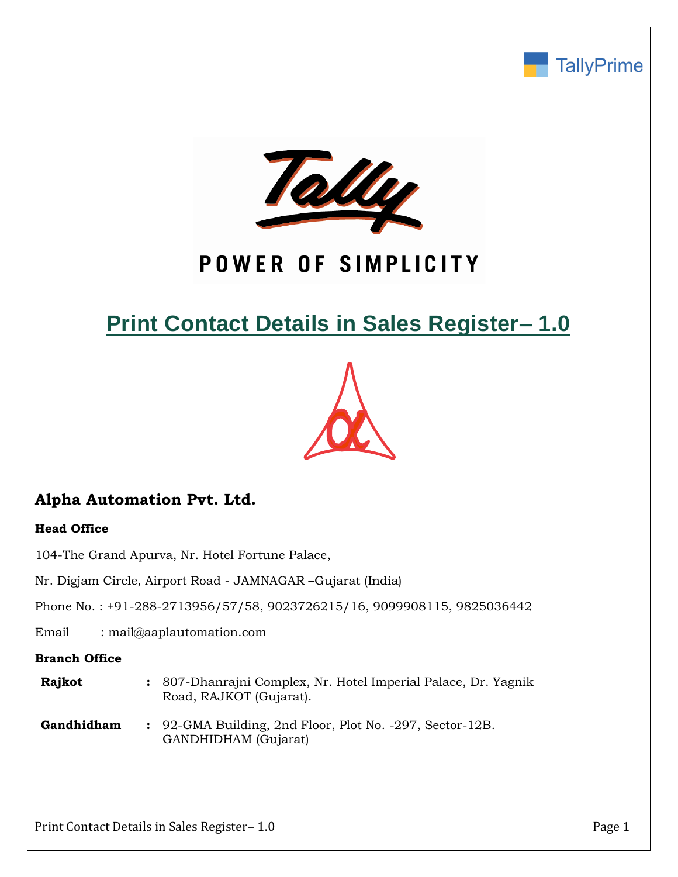# Print Contact Details in Sales Register– 1.0

## Alpha Automation Pvt. Ltd.

**Head Office**

104-The Grand Apurva, Nr. Hotel Fortune Palace,

Nr. Digjam Circle, Airport Road - JAMNAGAR –Gujarat (India)

Phone No. : +91-288-2713956/57/58, 9023726215/16, 9099908115, 9825036442

Email : mail@aaplautomation.com

**Branch Office**

| | | |
|---|---|---|
| **Rajkot** | : | 807-Dhanrajni Complex, Nr. Hotel Imperial Palace, Dr. Yagnik Road, RAJKOT (Gujarat). |
| **Gandhidham** | : | 92-GMA Building, 2nd Floor, Plot No. -297, Sector-12B. GANDHIDHAM (Gujarat) |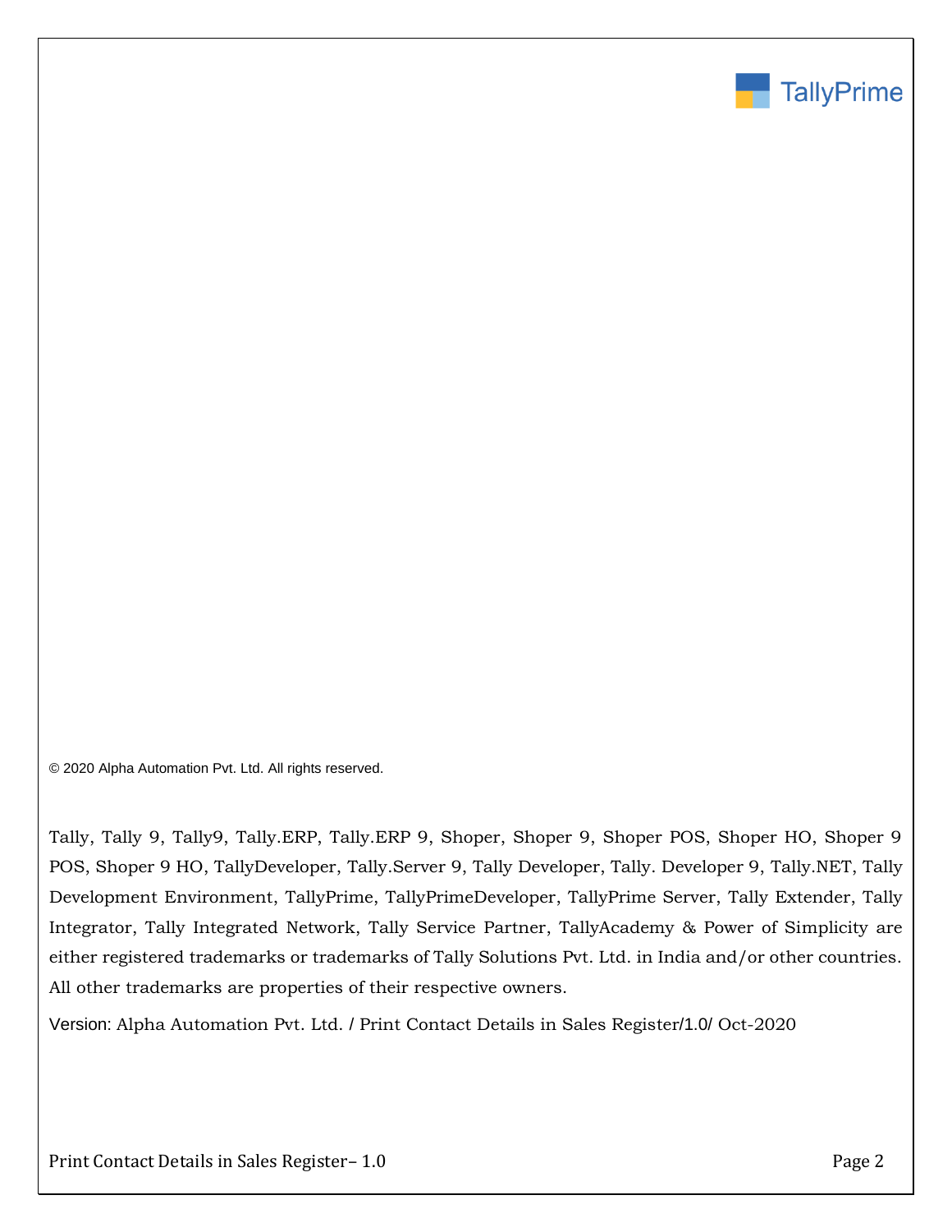© 2020 Alpha Automation Pvt. Ltd. All rights reserved.

Tally, Tally 9, Tally9, Tally.ERP, Tally.ERP 9, Shoper, Shoper 9, Shoper POS, Shoper HO, Shoper 9 POS, Shoper 9 HO, TallyDeveloper, Tally.Server 9, Tally Developer, Tally. Developer 9, Tally.NET, Tally Development Environment, TallyPrime, TallyPrimeDeveloper, TallyPrime Server, Tally Extender, Tally Integrator, Tally Integrated Network, Tally Service Partner, TallyAcademy & Power of Simplicity are either registered trademarks or trademarks of Tally Solutions Pvt. Ltd. in India and/or other countries. All other trademarks are properties of their respective owners.

Version: Alpha Automation Pvt. Ltd. / Print Contact Details in Sales Register/1.0/ Oct-2020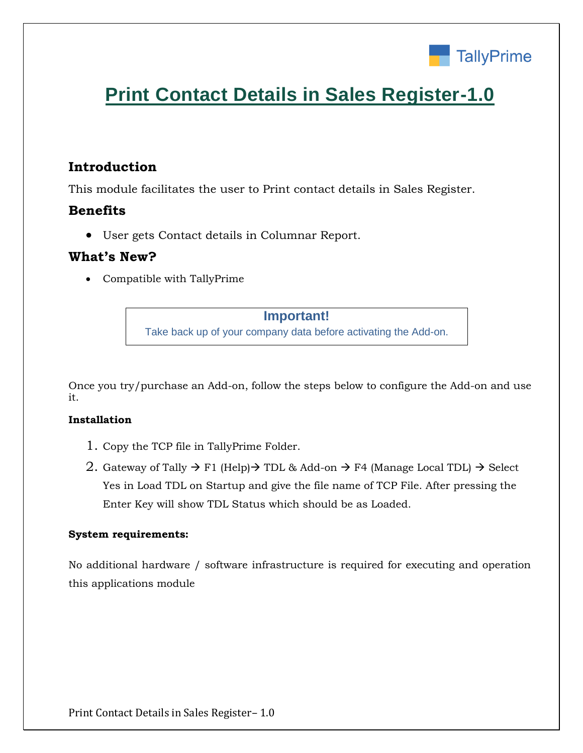# Print Contact Details in Sales Register-1.0

## Introduction

This module facilitates the user to Print contact details in Sales Register.

## Benefits

- User gets Contact details in Columnar Report.

## What's New?

- Compatible with TallyPrime

> **Important!**
> Take back up of your company data before activating the Add-on.

Once you try/purchase an Add-on, follow the steps below to configure the Add-on and use it.

**Installation**

1. Copy the TCP file in TallyPrime Folder.
2. Gateway of Tally → F1 (Help)→ TDL & Add-on → F4 (Manage Local TDL) → Select Yes in Load TDL on Startup and give the file name of TCP File. After pressing the Enter Key will show TDL Status which should be as Loaded.

**System requirements:**

No additional hardware / software infrastructure is required for executing and operation this applications module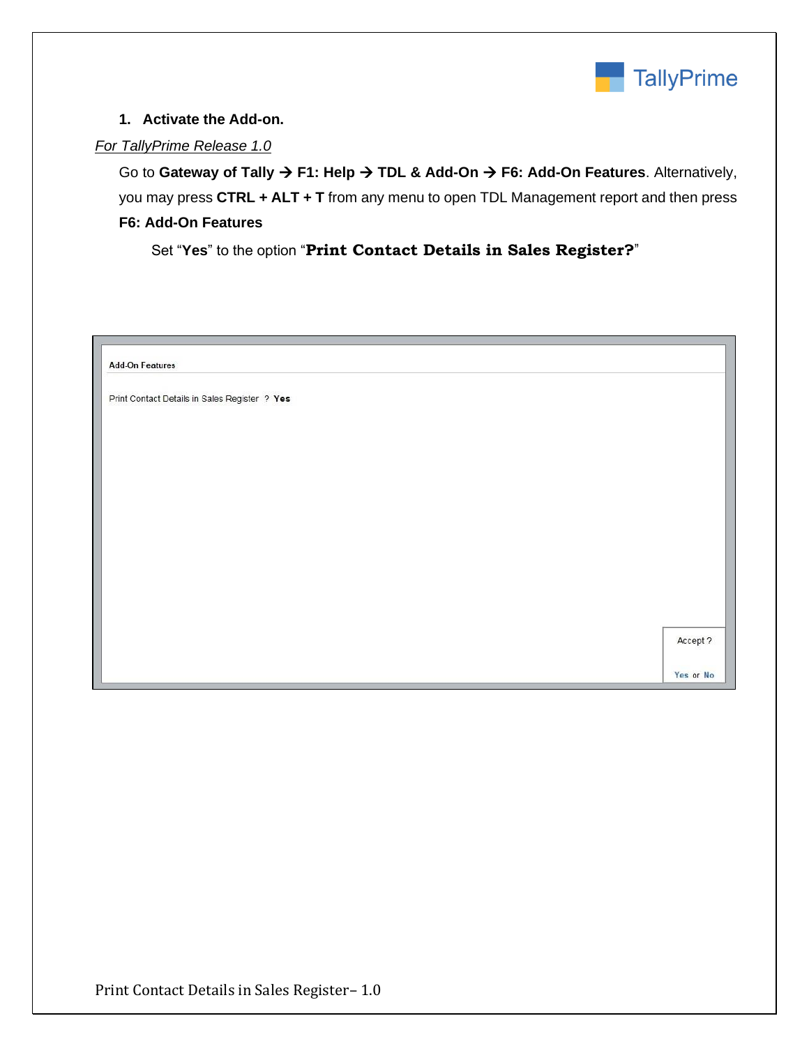1. **Activate the Add-on.**

*For TallyPrime Release 1.0*

Go to **Gateway of Tally → F1: Help → TDL & Add-On → F6: Add-On Features**. Alternatively, you may press **CTRL + ALT + T** from any menu to open TDL Management report and then press **F6: Add-On Features**

Set "**Yes**" to the option "**Print Contact Details in Sales Register?**"

Add-On Features

Print Contact Details in Sales Register ? **Yes**

Accept ?

Yes or No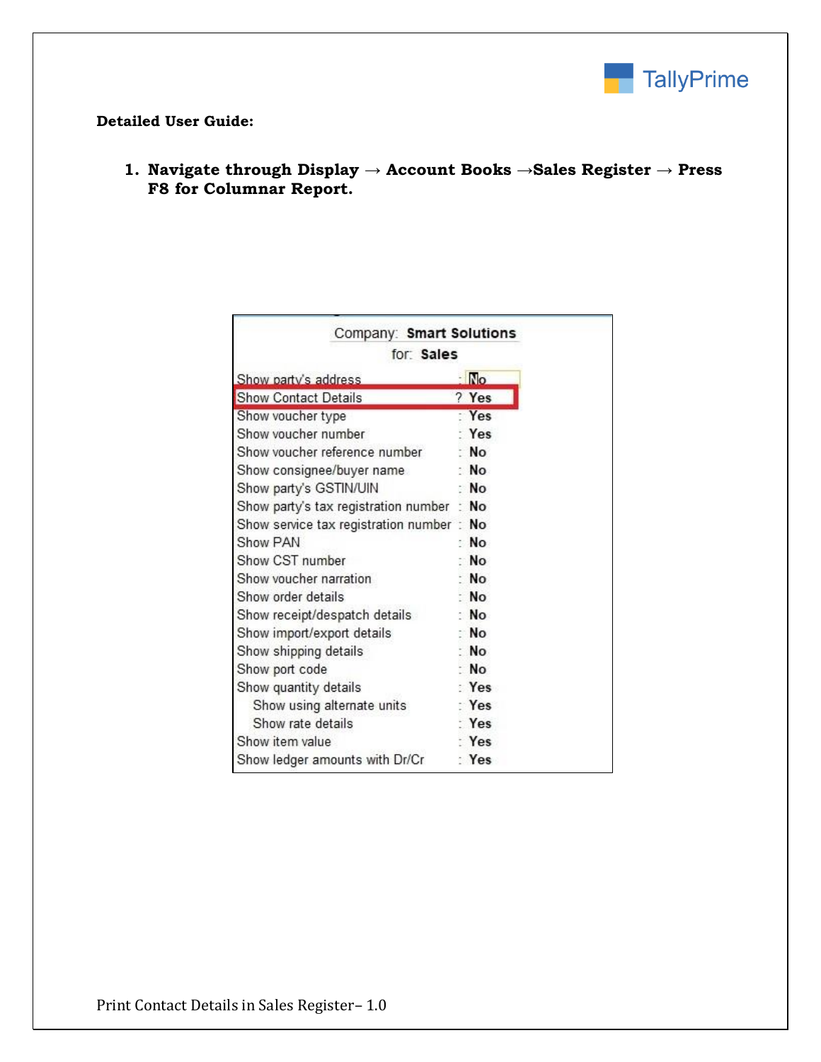**Detailed User Guide:**

1. **Navigate through Display → Account Books →Sales Register → Press F8 for Columnar Report.**

Company: **Smart Solutions**

for: **Sales**

| | |
|---|---|
| Show party's address | : No |
| Show Contact Details | ? Yes |
| Show voucher type | : Yes |
| Show voucher number | : Yes |
| Show voucher reference number | : No |
| Show consignee/buyer name | : No |
| Show party's GSTIN/UIN | : No |
| Show party's tax registration number | : No |
| Show service tax registration number | : No |
| Show PAN | : No |
| Show CST number | : No |
| Show voucher narration | : No |
| Show order details | : No |
| Show receipt/despatch details | : No |
| Show import/export details | : No |
| Show shipping details | : No |
| Show port code | : No |
| Show quantity details | : Yes |
| Show using alternate units | : Yes |
| Show rate details | : Yes |
| Show item value | : Yes |
| Show ledger amounts with Dr/Cr | : Yes |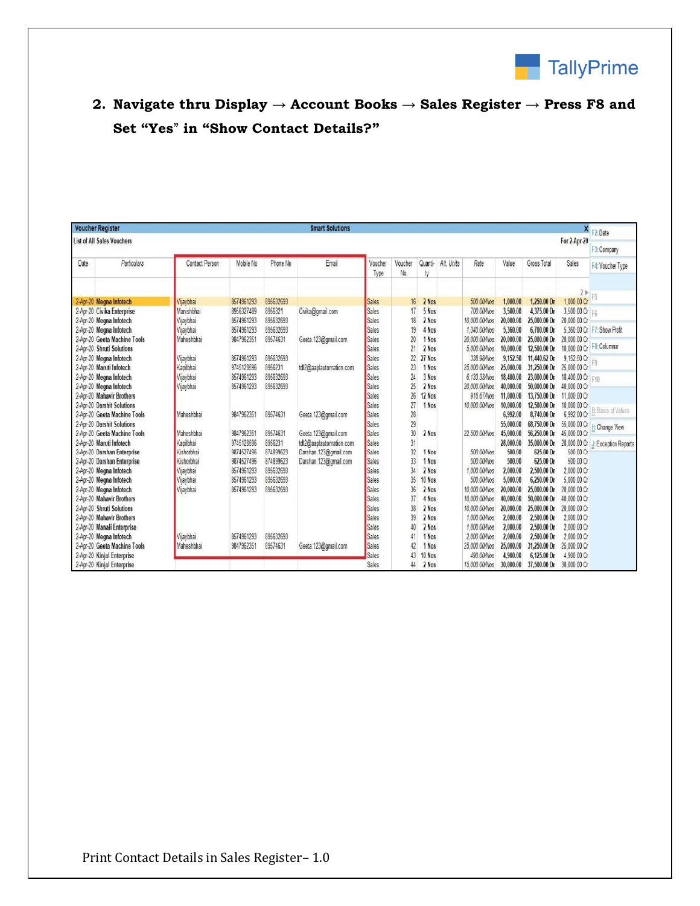2. **Navigate thru Display → Account Books → Sales Register → Press F8 and Set "Yes" in "Show Contact Details?"**

**Voucher Register** — Smart Solutions

List of All Sales Vouchers — For 2-Apr-20

| Date | Particulars | Contact Person | Mobile No | Phone No | Email | Voucher Type | Voucher No. | Quantity | Alt. Units | Rate | Value | Gross Total | Sales |
|---|---|---|---|---|---|---|---|---|---|---|---|---|---|
| 2-Apr-20 | Megna Infotech | Vijaybhai | 8574961293 | 895632693 | | Sales | 16 | 2 Nos | | 500.00/Nos | 1,000.00 | 1,250.00 Dr | 1,000.00 Cr |
| 2-Apr-20 | Civika Enterprise | Manishbhai | 8956327489 | 8956321 | Civika@gmail.com | Sales | 17 | 5 Nos | | 700.00/Nos | 3,500.00 | 4,375.00 Dr | 3,500.00 Cr |
| 2-Apr-20 | Megna Infotech | Vijaybhai | 8574961293 | 895632693 | | Sales | 18 | 2 Nos | | 10,000.00/Nos | 20,000.00 | 25,000.00 Dr | 20,000.00 Cr |
| 2-Apr-20 | Megna Infotech | Vijaybhai | 8574961293 | 895632693 | | Sales | 19 | 4 Nos | | 1,340.00/Nos | 5,360.00 | 6,700.00 Dr | 5,360.00 Cr |
| 2-Apr-20 | Geeta Machine Tools | Maheshbhai | 9847962351 | 89574631 | Geeta.123@gmail.com | Sales | 20 | 1 Nos | | 20,000.00/Nos | 20,000.00 | 25,000.00 Dr | 20,000.00 Cr |
| 2-Apr-20 | Shruti Solutions | | | | | Sales | 21 | 2 Nos | | 5,000.00/Nos | 10,000.00 | 12,500.00 Dr | 10,000.00 Cr |
| 2-Apr-20 | Megna Infotech | Vijaybhai | 8574961293 | 895632693 | | Sales | 22 | 27 Nos | | 338.98/Nos | 9,152.50 | 11,440.62 Dr | 9,152.50 Cr |
| 2-Apr-20 | Maruti Infotech | Kapilbhai | 9745128596 | 8956231 | tdl2@aaplautomation.com | Sales | 23 | 1 Nos | | 25,000.00/Nos | 25,000.00 | 31,250.00 Dr | 25,000.00 Cr |
| 2-Apr-20 | Megna Infotech | Vijaybhai | 8574961293 | 895632693 | | Sales | 24 | 3 Nos | | 6,133.33/Nos | 18,400.00 | 23,000.00 Dr | 18,400.00 Cr |
| 2-Apr-20 | Megna Infotech | Vijaybhai | 8574961293 | 895632693 | | Sales | 25 | 2 Nos | | 20,000.00/Nos | 40,000.00 | 50,000.00 Dr | 40,000.00 Cr |
| 2-Apr-20 | Mahavir Brothers | | | | | Sales | 26 | 12 Nos | | 916.67/Nos | 11,000.00 | 13,750.00 Dr | 11,000.00 Cr |
| 2-Apr-20 | Darshit Solutions | | | | | Sales | 27 | 1 Nos | | 10,000.00/Nos | 10,000.00 | 12,500.00 Dr | 10,000.00 Cr |
| 2-Apr-20 | Geeta Machine Tools | Maheshbhai | 9847962351 | 89574631 | Geeta.123@gmail.com | Sales | 28 | | | | 6,992.00 | 8,740.00 Dr | 6,992.00 Cr |
| 2-Apr-20 | Darshit Solutions | | | | | Sales | 29 | | | | 55,000.00 | 68,750.00 Dr | 55,000.00 Cr |
| 2-Apr-20 | Geeta Machine Tools | Maheshbhai | 9847962351 | 89574631 | Geeta.123@gmail.com | Sales | 30 | 2 Nos | | 22,500.00/Nos | 45,000.00 | 56,250.00 Dr | 45,000.00 Cr |
| 2-Apr-20 | Maruti Infotech | Kapilbhai | 9745128596 | 8956231 | tdl2@aaplautomation.com | Sales | 31 | | | | 28,000.00 | 35,000.00 Dr | 28,000.00 Cr |
| 2-Apr-20 | Darshan Enterprise | Kishorbhai | 9874527496 | 874899623 | Darshan.123@gmail.com | Sales | 32 | 1 Nos | | 500.00/Nos | 500.00 | 625.00 Dr | 500.00 Cr |
| 2-Apr-20 | Darshan Enterprise | Kishorbhai | 9874527496 | 874899623 | Darshan.123@gmail.com | Sales | 33 | 1 Nos | | 500.00/Nos | 500.00 | 625.00 Dr | 500.00 Cr |
| 2-Apr-20 | Megna Infotech | Vijaybhai | 8574961293 | 895632693 | | Sales | 34 | 2 Nos | | 1,000.00/Nos | 2,000.00 | 2,500.00 Dr | 2,000.00 Cr |
| 2-Apr-20 | Megna Infotech | Vijaybhai | 8574961293 | 895632693 | | Sales | 35 | 10 Nos | | 500.00/Nos | 5,000.00 | 6,250.00 Dr | 5,000.00 Cr |
| 2-Apr-20 | Megna Infotech | Vijaybhai | 8574961293 | 895632693 | | Sales | 36 | 2 Nos | | 10,000.00/Nos | 20,000.00 | 25,000.00 Dr | 20,000.00 Cr |
| 2-Apr-20 | Mahavir Brothers | | | | | Sales | 37 | 4 Nos | | 10,000.00/Nos | 40,000.00 | 50,000.00 Dr | 40,000.00 Cr |
| 2-Apr-20 | Shruti Solutions | | | | | Sales | 38 | 2 Nos | | 10,000.00/Nos | 20,000.00 | 25,000.00 Dr | 20,000.00 Cr |
| 2-Apr-20 | Mahavir Brothers | | | | | Sales | 39 | 2 Nos | | 1,000.00/Nos | 2,000.00 | 2,500.00 Dr | 2,000.00 Cr |
| 2-Apr-20 | Manali Enterprise | | | | | Sales | 40 | 2 Nos | | 1,000.00/Nos | 2,000.00 | 2,500.00 Dr | 2,000.00 Cr |
| 2-Apr-20 | Megna Infotech | Vijaybhai | 8574961293 | 895632693 | | Sales | 41 | 1 Nos | | 2,000.00/Nos | 2,000.00 | 2,500.00 Dr | 2,000.00 Cr |
| 2-Apr-20 | Geeta Machine Tools | Maheshbhai | 9847962351 | 89574631 | Geeta.123@gmail.com | Sales | 42 | 1 Nos | | 25,000.00/Nos | 25,000.00 | 31,250.00 Dr | 25,000.00 Cr |
| 2-Apr-20 | Kinjal Enterprise | | | | | Sales | 43 | 10 Nos | | 490.00/Nos | 4,900.00 | 6,125.00 Dr | 4,900.00 Cr |
| 2-Apr-20 | Kinjal Enterprise | | | | | Sales | 44 | 2 Nos | | 15,000.00/Nos | 30,000.00 | 37,500.00 Dr | 30,000.00 Cr |

F2: Date | F3: Company | F4: Voucher Type | F5 | F6 | F7: Show Profit | F8: Columnar | F9 | F10 | B: Basis of Values | H: Change View | J: Exception Reports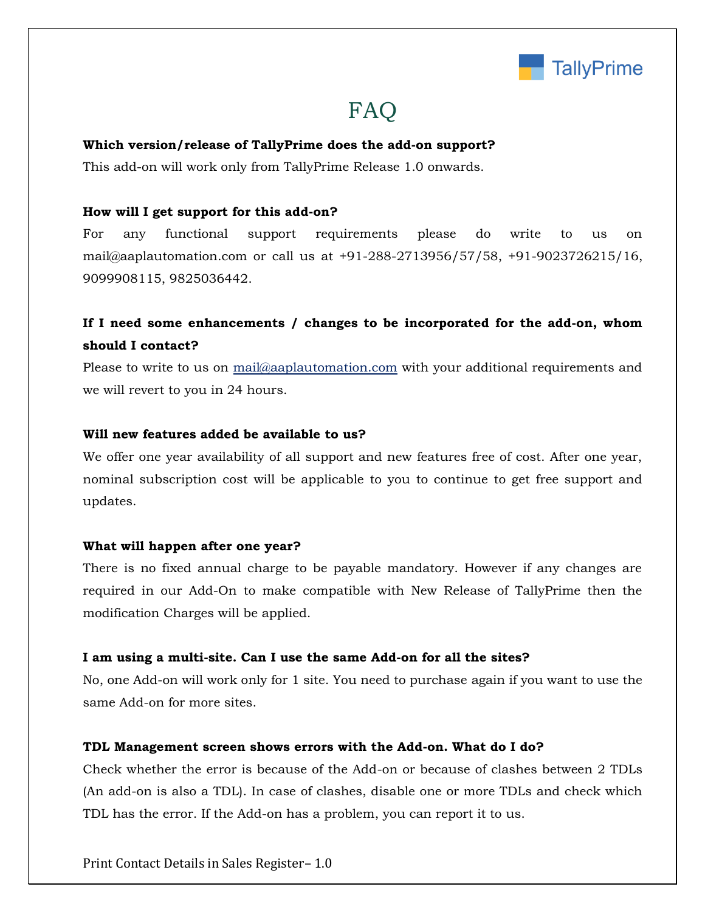# FAQ

**Which version/release of TallyPrime does the add-on support?**

This add-on will work only from TallyPrime Release 1.0 onwards.

**How will I get support for this add-on?**

For any functional support requirements please do write to us on mail@aaplautomation.com or call us at +91-288-2713956/57/58, +91-9023726215/16, 9099908115, 9825036442.

**If I need some enhancements / changes to be incorporated for the add-on, whom should I contact?**

Please to write to us on mail@aaplautomation.com with your additional requirements and we will revert to you in 24 hours.

**Will new features added be available to us?**

We offer one year availability of all support and new features free of cost. After one year, nominal subscription cost will be applicable to you to continue to get free support and updates.

**What will happen after one year?**

There is no fixed annual charge to be payable mandatory. However if any changes are required in our Add-On to make compatible with New Release of TallyPrime then the modification Charges will be applied.

**I am using a multi-site. Can I use the same Add-on for all the sites?**

No, one Add-on will work only for 1 site. You need to purchase again if you want to use the same Add-on for more sites.

**TDL Management screen shows errors with the Add-on. What do I do?**

Check whether the error is because of the Add-on or because of clashes between 2 TDLs (An add-on is also a TDL). In case of clashes, disable one or more TDLs and check which TDL has the error. If the Add-on has a problem, you can report it to us.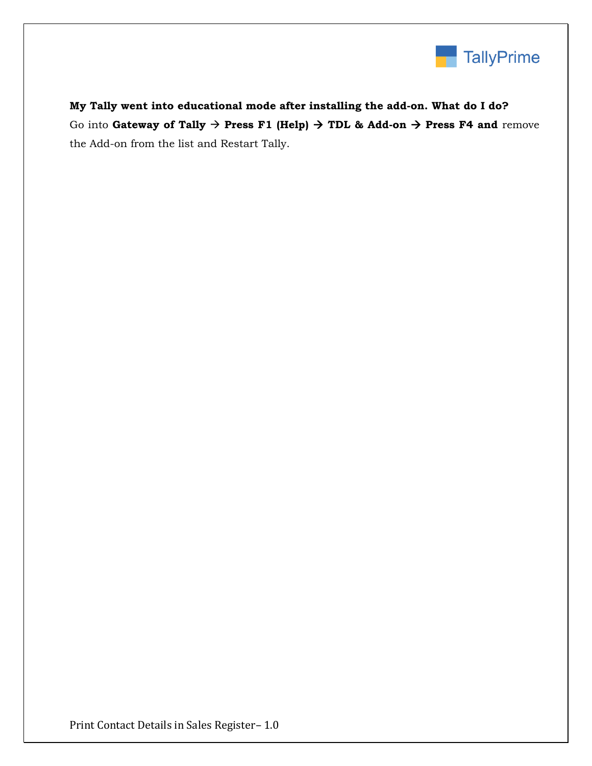**My Tally went into educational mode after installing the add-on. What do I do?**

Go into **Gateway of Tally → Press F1 (Help) → TDL & Add-on → Press F4 and** remove the Add-on from the list and Restart Tally.